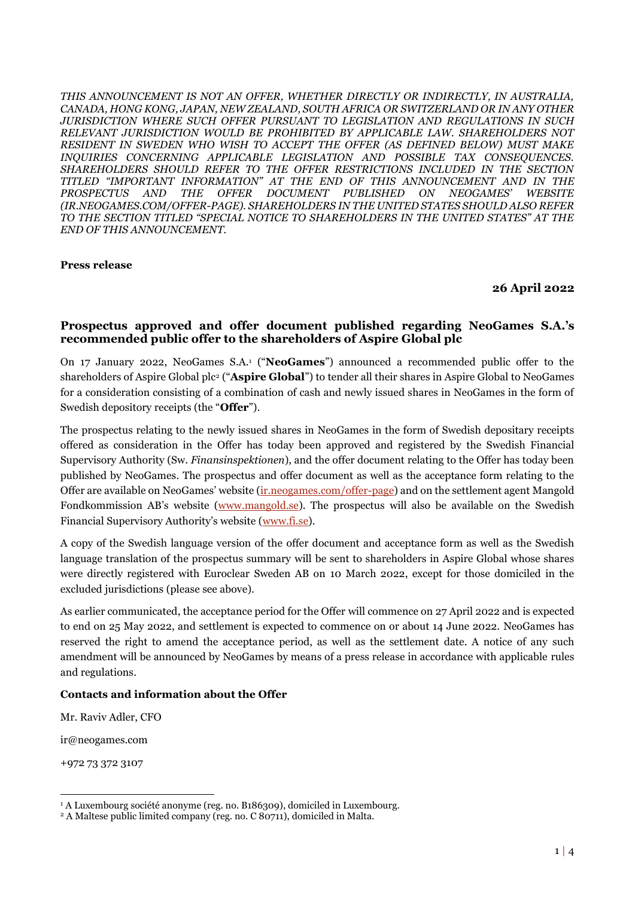*THIS ANNOUNCEMENT IS NOT AN OFFER, WHETHER DIRECTLY OR INDIRECTLY, IN AUSTRALIA, CANADA, HONG KONG, JAPAN, NEW ZEALAND, SOUTH AFRICA OR SWITZERLAND OR IN ANY OTHER JURISDICTION WHERE SUCH OFFER PURSUANT TO LEGISLATION AND REGULATIONS IN SUCH RELEVANT JURISDICTION WOULD BE PROHIBITED BY APPLICABLE LAW. SHAREHOLDERS NOT RESIDENT IN SWEDEN WHO WISH TO ACCEPT THE OFFER (AS DEFINED BELOW) MUST MAKE INQUIRIES CONCERNING APPLICABLE LEGISLATION AND POSSIBLE TAX CONSEQUENCES. SHAREHOLDERS SHOULD REFER TO THE OFFER RESTRICTIONS INCLUDED IN THE SECTION TITLED "IMPORTANT INFORMATION" AT THE END OF THIS ANNOUNCEMENT AND IN THE PROSPECTUS AND THE OFFER DOCUMENT PUBLISHED ON NEOGAMES' WEBSITE (IR.NEOGAMES.COM/OFFER-PAGE). SHAREHOLDERS IN THE UNITED STATES SHOULD ALSO REFER TO THE SECTION TITLED "SPECIAL NOTICE TO SHAREHOLDERS IN THE UNITED STATES" AT THE END OF THIS ANNOUNCEMENT.*

**Press release**

**26 April 2022**

## Prospectus approved and offer document published regarding NeoGames S.A.'s recommended public offer to the shareholders of Aspire Global plc

On 17 January 2022, NeoGames S.A.[1] ("**NeoGames**") announced a recommended public offer to the shareholders of Aspire Global plc[2] ("**Aspire Global**") to tender all their shares in Aspire Global to NeoGames for a consideration consisting of a combination of cash and newly issued shares in NeoGames in the form of Swedish depository receipts (the "**Offer**").

The prospectus relating to the newly issued shares in NeoGames in the form of Swedish depositary receipts offered as consideration in the Offer has today been approved and registered by the Swedish Financial Supervisory Authority (Sw. *Finansinspektionen*), and the offer document relating to the Offer has today been published by NeoGames. The prospectus and offer document as well as the acceptance form relating to the Offer are available on NeoGames' website (ir.neogames.com/offer-page) and on the settlement agent Mangold Fondkommission AB's website (www.mangold.se). The prospectus will also be available on the Swedish Financial Supervisory Authority's website (www.fi.se).

A copy of the Swedish language version of the offer document and acceptance form as well as the Swedish language translation of the prospectus summary will be sent to shareholders in Aspire Global whose shares were directly registered with Euroclear Sweden AB on 10 March 2022, except for those domiciled in the excluded jurisdictions (please see above).

As earlier communicated, the acceptance period for the Offer will commence on 27 April 2022 and is expected to end on 25 May 2022, and settlement is expected to commence on or about 14 June 2022. NeoGames has reserved the right to amend the acceptance period, as well as the settlement date. A notice of any such amendment will be announced by NeoGames by means of a press release in accordance with applicable rules and regulations.

**Contacts and information about the Offer**

Mr. Raviv Adler, CFO

ir@neogames.com

+972 73 372 3107

---

[1] A Luxembourg société anonyme (reg. no. B186309), domiciled in Luxembourg.

[2] A Maltese public limited company (reg. no. C 80711), domiciled in Malta.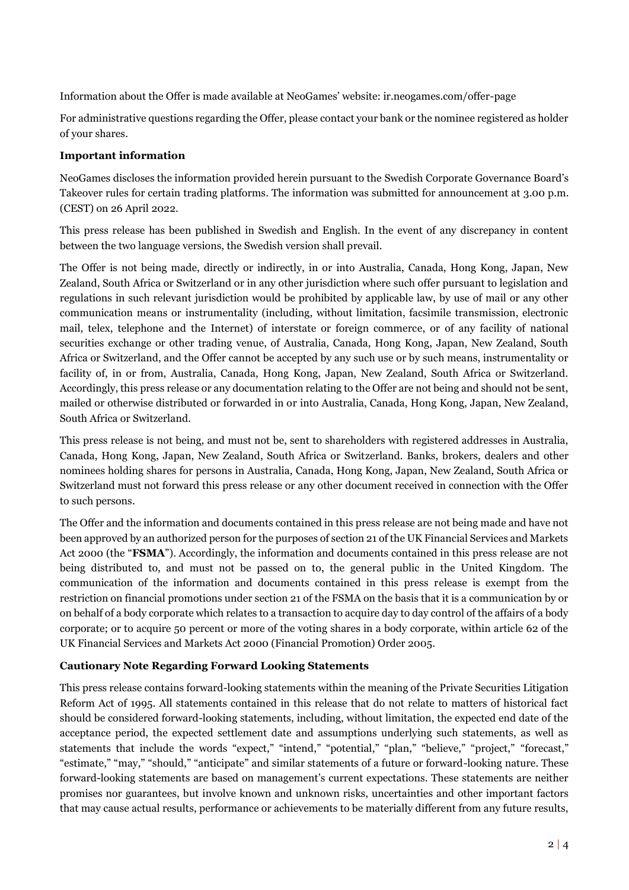Information about the Offer is made available at NeoGames' website: ir.neogames.com/offer-page

For administrative questions regarding the Offer, please contact your bank or the nominee registered as holder of your shares.

**Important information**

NeoGames discloses the information provided herein pursuant to the Swedish Corporate Governance Board's Takeover rules for certain trading platforms. The information was submitted for announcement at 3.00 p.m. (CEST) on 26 April 2022.

This press release has been published in Swedish and English. In the event of any discrepancy in content between the two language versions, the Swedish version shall prevail.

The Offer is not being made, directly or indirectly, in or into Australia, Canada, Hong Kong, Japan, New Zealand, South Africa or Switzerland or in any other jurisdiction where such offer pursuant to legislation and regulations in such relevant jurisdiction would be prohibited by applicable law, by use of mail or any other communication means or instrumentality (including, without limitation, facsimile transmission, electronic mail, telex, telephone and the Internet) of interstate or foreign commerce, or of any facility of national securities exchange or other trading venue, of Australia, Canada, Hong Kong, Japan, New Zealand, South Africa or Switzerland, and the Offer cannot be accepted by any such use or by such means, instrumentality or facility of, in or from, Australia, Canada, Hong Kong, Japan, New Zealand, South Africa or Switzerland. Accordingly, this press release or any documentation relating to the Offer are not being and should not be sent, mailed or otherwise distributed or forwarded in or into Australia, Canada, Hong Kong, Japan, New Zealand, South Africa or Switzerland.

This press release is not being, and must not be, sent to shareholders with registered addresses in Australia, Canada, Hong Kong, Japan, New Zealand, South Africa or Switzerland. Banks, brokers, dealers and other nominees holding shares for persons in Australia, Canada, Hong Kong, Japan, New Zealand, South Africa or Switzerland must not forward this press release or any other document received in connection with the Offer to such persons.

The Offer and the information and documents contained in this press release are not being made and have not been approved by an authorized person for the purposes of section 21 of the UK Financial Services and Markets Act 2000 (the "**FSMA**"). Accordingly, the information and documents contained in this press release are not being distributed to, and must not be passed on to, the general public in the United Kingdom. The communication of the information and documents contained in this press release is exempt from the restriction on financial promotions under section 21 of the FSMA on the basis that it is a communication by or on behalf of a body corporate which relates to a transaction to acquire day to day control of the affairs of a body corporate; or to acquire 50 percent or more of the voting shares in a body corporate, within article 62 of the UK Financial Services and Markets Act 2000 (Financial Promotion) Order 2005.

**Cautionary Note Regarding Forward Looking Statements**

This press release contains forward-looking statements within the meaning of the Private Securities Litigation Reform Act of 1995. All statements contained in this release that do not relate to matters of historical fact should be considered forward-looking statements, including, without limitation, the expected end date of the acceptance period, the expected settlement date and assumptions underlying such statements, as well as statements that include the words "expect," "intend," "potential," "plan," "believe," "project," "forecast," "estimate," "may," "should," "anticipate" and similar statements of a future or forward-looking nature. These forward-looking statements are based on management's current expectations. These statements are neither promises nor guarantees, but involve known and unknown risks, uncertainties and other important factors that may cause actual results, performance or achievements to be materially different from any future results,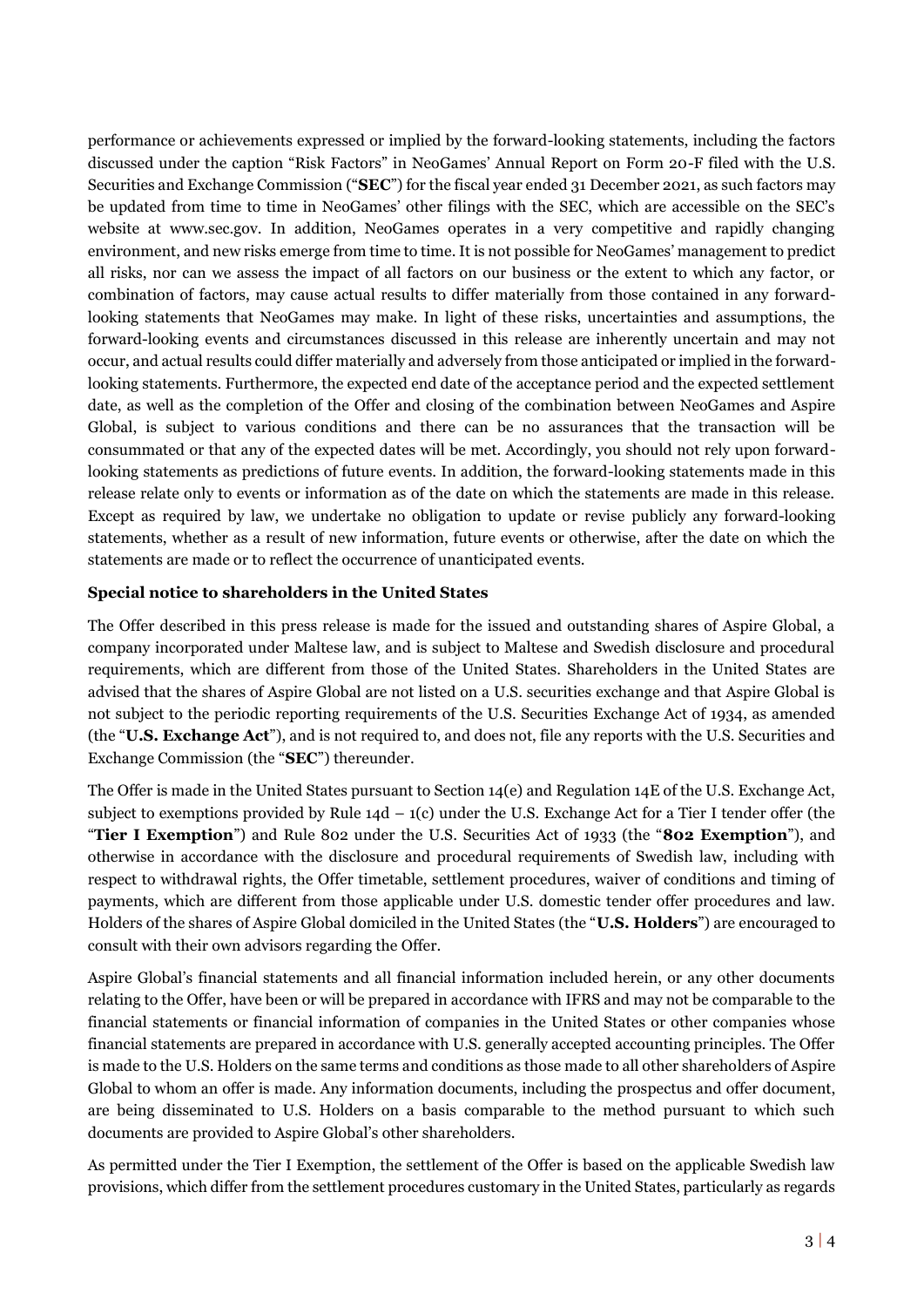performance or achievements expressed or implied by the forward-looking statements, including the factors discussed under the caption "Risk Factors" in NeoGames' Annual Report on Form 20-F filed with the U.S. Securities and Exchange Commission ("**SEC**") for the fiscal year ended 31 December 2021, as such factors may be updated from time to time in NeoGames' other filings with the SEC, which are accessible on the SEC's website at www.sec.gov. In addition, NeoGames operates in a very competitive and rapidly changing environment, and new risks emerge from time to time. It is not possible for NeoGames' management to predict all risks, nor can we assess the impact of all factors on our business or the extent to which any factor, or combination of factors, may cause actual results to differ materially from those contained in any forward-looking statements that NeoGames may make. In light of these risks, uncertainties and assumptions, the forward-looking events and circumstances discussed in this release are inherently uncertain and may not occur, and actual results could differ materially and adversely from those anticipated or implied in the forward-looking statements. Furthermore, the expected end date of the acceptance period and the expected settlement date, as well as the completion of the Offer and closing of the combination between NeoGames and Aspire Global, is subject to various conditions and there can be no assurances that the transaction will be consummated or that any of the expected dates will be met. Accordingly, you should not rely upon forward-looking statements as predictions of future events. In addition, the forward-looking statements made in this release relate only to events or information as of the date on which the statements are made in this release. Except as required by law, we undertake no obligation to update or revise publicly any forward-looking statements, whether as a result of new information, future events or otherwise, after the date on which the statements are made or to reflect the occurrence of unanticipated events.

**Special notice to shareholders in the United States**

The Offer described in this press release is made for the issued and outstanding shares of Aspire Global, a company incorporated under Maltese law, and is subject to Maltese and Swedish disclosure and procedural requirements, which are different from those of the United States. Shareholders in the United States are advised that the shares of Aspire Global are not listed on a U.S. securities exchange and that Aspire Global is not subject to the periodic reporting requirements of the U.S. Securities Exchange Act of 1934, as amended (the "**U.S. Exchange Act**"), and is not required to, and does not, file any reports with the U.S. Securities and Exchange Commission (the "**SEC**") thereunder.

The Offer is made in the United States pursuant to Section 14(e) and Regulation 14E of the U.S. Exchange Act, subject to exemptions provided by Rule 14d – 1(c) under the U.S. Exchange Act for a Tier I tender offer (the "**Tier I Exemption**") and Rule 802 under the U.S. Securities Act of 1933 (the "**802 Exemption**"), and otherwise in accordance with the disclosure and procedural requirements of Swedish law, including with respect to withdrawal rights, the Offer timetable, settlement procedures, waiver of conditions and timing of payments, which are different from those applicable under U.S. domestic tender offer procedures and law. Holders of the shares of Aspire Global domiciled in the United States (the "**U.S. Holders**") are encouraged to consult with their own advisors regarding the Offer.

Aspire Global's financial statements and all financial information included herein, or any other documents relating to the Offer, have been or will be prepared in accordance with IFRS and may not be comparable to the financial statements or financial information of companies in the United States or other companies whose financial statements are prepared in accordance with U.S. generally accepted accounting principles. The Offer is made to the U.S. Holders on the same terms and conditions as those made to all other shareholders of Aspire Global to whom an offer is made. Any information documents, including the prospectus and offer document, are being disseminated to U.S. Holders on a basis comparable to the method pursuant to which such documents are provided to Aspire Global's other shareholders.

As permitted under the Tier I Exemption, the settlement of the Offer is based on the applicable Swedish law provisions, which differ from the settlement procedures customary in the United States, particularly as regards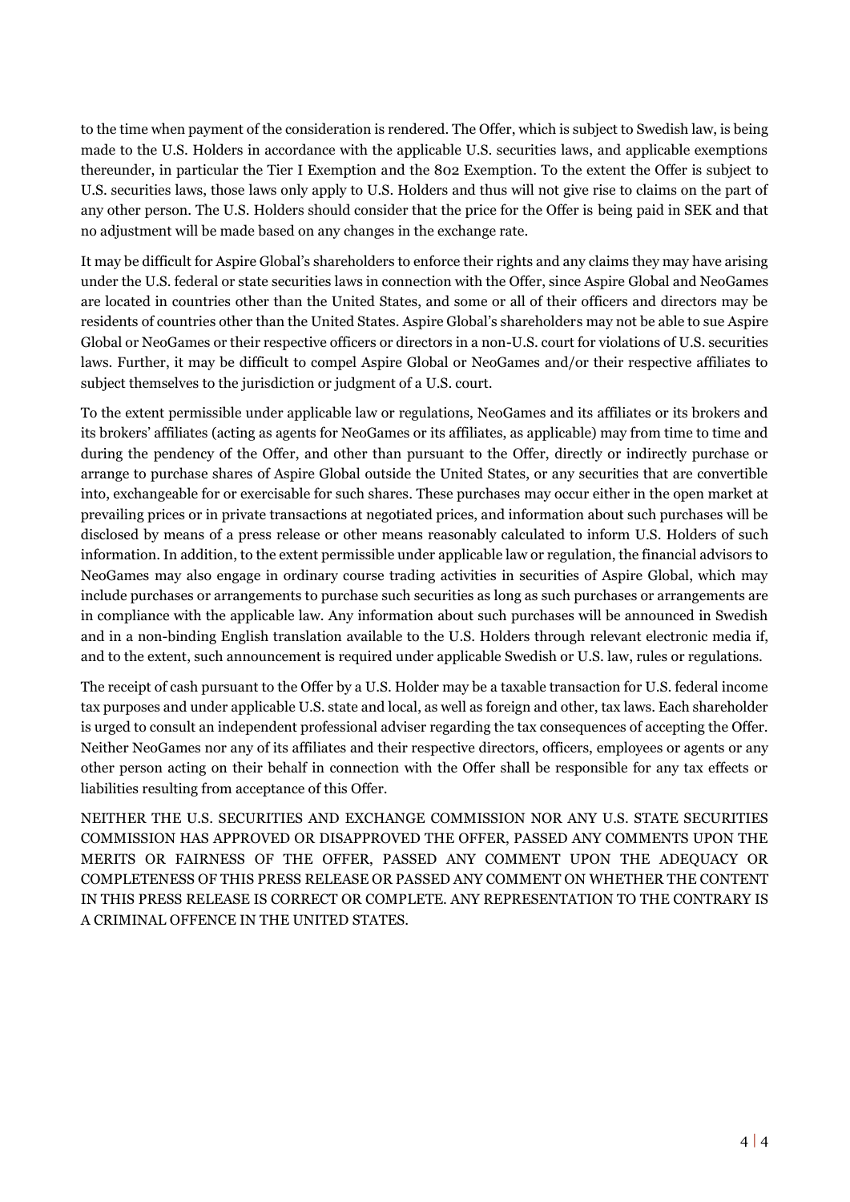to the time when payment of the consideration is rendered. The Offer, which is subject to Swedish law, is being made to the U.S. Holders in accordance with the applicable U.S. securities laws, and applicable exemptions thereunder, in particular the Tier I Exemption and the 802 Exemption. To the extent the Offer is subject to U.S. securities laws, those laws only apply to U.S. Holders and thus will not give rise to claims on the part of any other person. The U.S. Holders should consider that the price for the Offer is being paid in SEK and that no adjustment will be made based on any changes in the exchange rate.

It may be difficult for Aspire Global's shareholders to enforce their rights and any claims they may have arising under the U.S. federal or state securities laws in connection with the Offer, since Aspire Global and NeoGames are located in countries other than the United States, and some or all of their officers and directors may be residents of countries other than the United States. Aspire Global's shareholders may not be able to sue Aspire Global or NeoGames or their respective officers or directors in a non-U.S. court for violations of U.S. securities laws. Further, it may be difficult to compel Aspire Global or NeoGames and/or their respective affiliates to subject themselves to the jurisdiction or judgment of a U.S. court.

To the extent permissible under applicable law or regulations, NeoGames and its affiliates or its brokers and its brokers' affiliates (acting as agents for NeoGames or its affiliates, as applicable) may from time to time and during the pendency of the Offer, and other than pursuant to the Offer, directly or indirectly purchase or arrange to purchase shares of Aspire Global outside the United States, or any securities that are convertible into, exchangeable for or exercisable for such shares. These purchases may occur either in the open market at prevailing prices or in private transactions at negotiated prices, and information about such purchases will be disclosed by means of a press release or other means reasonably calculated to inform U.S. Holders of such information. In addition, to the extent permissible under applicable law or regulation, the financial advisors to NeoGames may also engage in ordinary course trading activities in securities of Aspire Global, which may include purchases or arrangements to purchase such securities as long as such purchases or arrangements are in compliance with the applicable law. Any information about such purchases will be announced in Swedish and in a non-binding English translation available to the U.S. Holders through relevant electronic media if, and to the extent, such announcement is required under applicable Swedish or U.S. law, rules or regulations.

The receipt of cash pursuant to the Offer by a U.S. Holder may be a taxable transaction for U.S. federal income tax purposes and under applicable U.S. state and local, as well as foreign and other, tax laws. Each shareholder is urged to consult an independent professional adviser regarding the tax consequences of accepting the Offer. Neither NeoGames nor any of its affiliates and their respective directors, officers, employees or agents or any other person acting on their behalf in connection with the Offer shall be responsible for any tax effects or liabilities resulting from acceptance of this Offer.

NEITHER THE U.S. SECURITIES AND EXCHANGE COMMISSION NOR ANY U.S. STATE SECURITIES COMMISSION HAS APPROVED OR DISAPPROVED THE OFFER, PASSED ANY COMMENTS UPON THE MERITS OR FAIRNESS OF THE OFFER, PASSED ANY COMMENT UPON THE ADEQUACY OR COMPLETENESS OF THIS PRESS RELEASE OR PASSED ANY COMMENT ON WHETHER THE CONTENT IN THIS PRESS RELEASE IS CORRECT OR COMPLETE. ANY REPRESENTATION TO THE CONTRARY IS A CRIMINAL OFFENCE IN THE UNITED STATES.